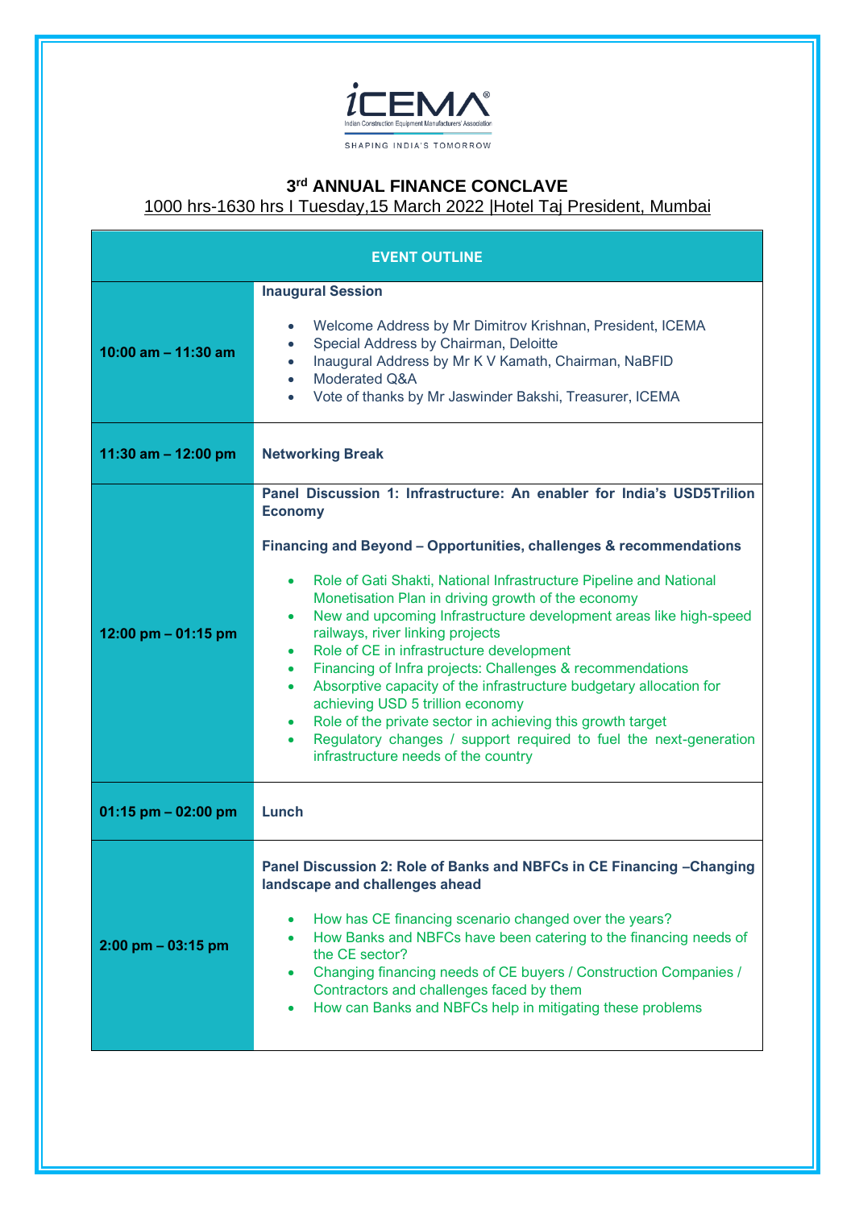iCEMA®

Indian Construction Equipment Manufacturers' Association

SHAPING INDIA'S TOMORROW

# 3rd ANNUAL FINANCE CONCLAVE

1000 hrs-1630 hrs I Tuesday,15 March 2022 |Hotel Taj President, Mumbai

| EVENT OUTLINE | |
|---|---|
| **10:00 am – 11:30 am** | **Inaugural Session**<br><br>• Welcome Address by Mr Dimitrov Krishnan, President, ICEMA<br>• Special Address by Chairman, Deloitte<br>• Inaugural Address by Mr K V Kamath, Chairman, NaBFID<br>• Moderated Q&A<br>• Vote of thanks by Mr Jaswinder Bakshi, Treasurer, ICEMA |
| **11:30 am – 12:00 pm** | **Networking Break** |
| **12:00 pm – 01:15 pm** | **Panel Discussion 1: Infrastructure: An enabler for India's USD5Trilion Economy**<br><br>**Financing and Beyond – Opportunities, challenges & recommendations**<br><br>• Role of Gati Shakti, National Infrastructure Pipeline and National Monetisation Plan in driving growth of the economy<br>• New and upcoming Infrastructure development areas like high-speed railways, river linking projects<br>• Role of CE in infrastructure development<br>• Financing of Infra projects: Challenges & recommendations<br>• Absorptive capacity of the infrastructure budgetary allocation for achieving USD 5 trillion economy<br>• Role of the private sector in achieving this growth target<br>• Regulatory changes / support required to fuel the next-generation infrastructure needs of the country |
| **01:15 pm – 02:00 pm** | **Lunch** |
| **2:00 pm – 03:15 pm** | **Panel Discussion 2: Role of Banks and NBFCs in CE Financing –Changing landscape and challenges ahead**<br><br>• How has CE financing scenario changed over the years?<br>• How Banks and NBFCs have been catering to the financing needs of the CE sector?<br>• Changing financing needs of CE buyers / Construction Companies / Contractors and challenges faced by them<br>• How can Banks and NBFCs help in mitigating these problems |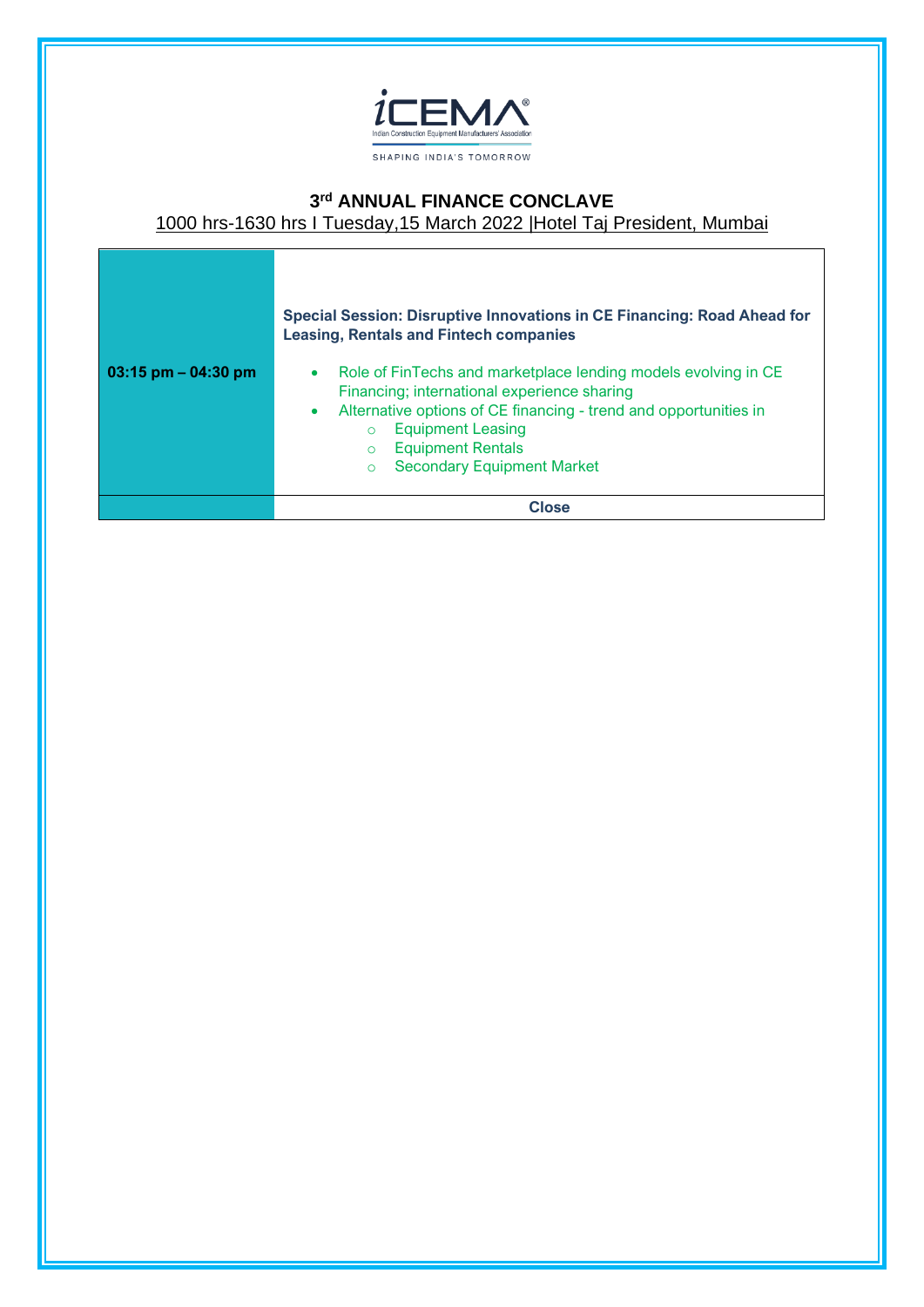iCEMA®
Indian Construction Equipment Manufacturers' Association
SHAPING INDIA'S TOMORROW

# 3rd ANNUAL FINANCE CONCLAVE

1000 hrs-1630 hrs I Tuesday,15 March 2022 |Hotel Taj President, Mumbai

| | |
|---|---|
| **03:15 pm – 04:30 pm** | **Special Session: Disruptive Innovations in CE Financing: Road Ahead for Leasing, Rentals and Fintech companies**<br><br>• Role of FinTechs and marketplace lending models evolving in CE Financing; international experience sharing<br>• Alternative options of CE financing - trend and opportunities in<br>  ○ Equipment Leasing<br>  ○ Equipment Rentals<br>  ○ Secondary Equipment Market |
| | **Close** |